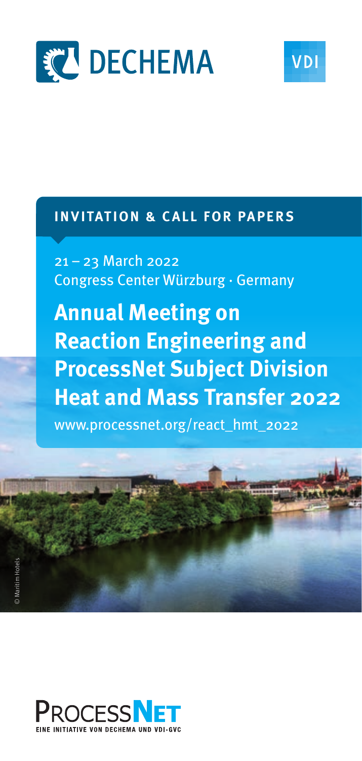DECHEMA

VDI

**INVITATION & CALL FOR PAPERS**

21 – 23 March 2022
Congress Center Würzburg · Germany

# Annual Meeting on Reaction Engineering and ProcessNet Subject Division Heat and Mass Transfer 2022

www.processnet.org/react_hmt_2022

© Maritim Hotels

PROCESSNET
EINE INITIATIVE VON DECHEMA UND VDI-GVC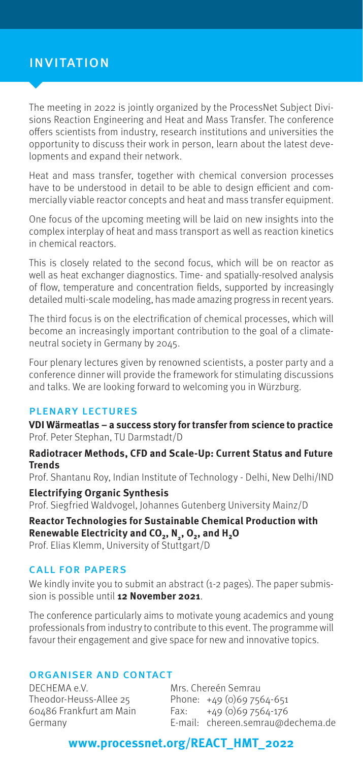# INVITATION

The meeting in 2022 is jointly organized by the ProcessNet Subject Divisions Reaction Engineering and Heat and Mass Transfer. The conference offers scientists from industry, research institutions and universities the opportunity to discuss their work in person, learn about the latest developments and expand their network.

Heat and mass transfer, together with chemical conversion processes have to be understood in detail to be able to design efficient and commercially viable reactor concepts and heat and mass transfer equipment.

One focus of the upcoming meeting will be laid on new insights into the complex interplay of heat and mass transport as well as reaction kinetics in chemical reactors.

This is closely related to the second focus, which will be on reactor as well as heat exchanger diagnostics. Time- and spatially-resolved analysis of flow, temperature and concentration fields, supported by increasingly detailed multi-scale modeling, has made amazing progress in recent years.

The third focus is on the electrification of chemical processes, which will become an increasingly important contribution to the goal of a climate-neutral society in Germany by 2045.

Four plenary lectures given by renowned scientists, a poster party and a conference dinner will provide the framework for stimulating discussions and talks. We are looking forward to welcoming you in Würzburg.

## PLENARY LECTURES

**VDI Wärmeatlas – a success story for transfer from science to practice**
Prof. Peter Stephan, TU Darmstadt/D

**Radiotracer Methods, CFD and Scale-Up: Current Status and Future Trends**
Prof. Shantanu Roy, Indian Institute of Technology - Delhi, New Delhi/IND

**Electrifying Organic Synthesis**
Prof. Siegfried Waldvogel, Johannes Gutenberg University Mainz/D

**Reactor Technologies for Sustainable Chemical Production with Renewable Electricity and $CO_2$, $N_2$, $O_2$, and $H_2O$**
Prof. Elias Klemm, University of Stuttgart/D

## CALL FOR PAPERS

We kindly invite you to submit an abstract (1-2 pages). The paper submission is possible until **12 November 2021**.

The conference particularly aims to motivate young academics and young professionals from industry to contribute to this event. The programme will favour their engagement and give space for new and innovative topics.

## ORGANISER AND CONTACT

DECHEMA e.V.
Theodor-Heuss-Allee 25
60486 Frankfurt am Main
Germany

Mrs. Chereén Semrau
Phone: +49 (0)69 7564-651
Fax: +49 (0)69 7564-176
E-mail: chereen.semrau@dechema.de

**www.processnet.org/REACT_HMT_2022**